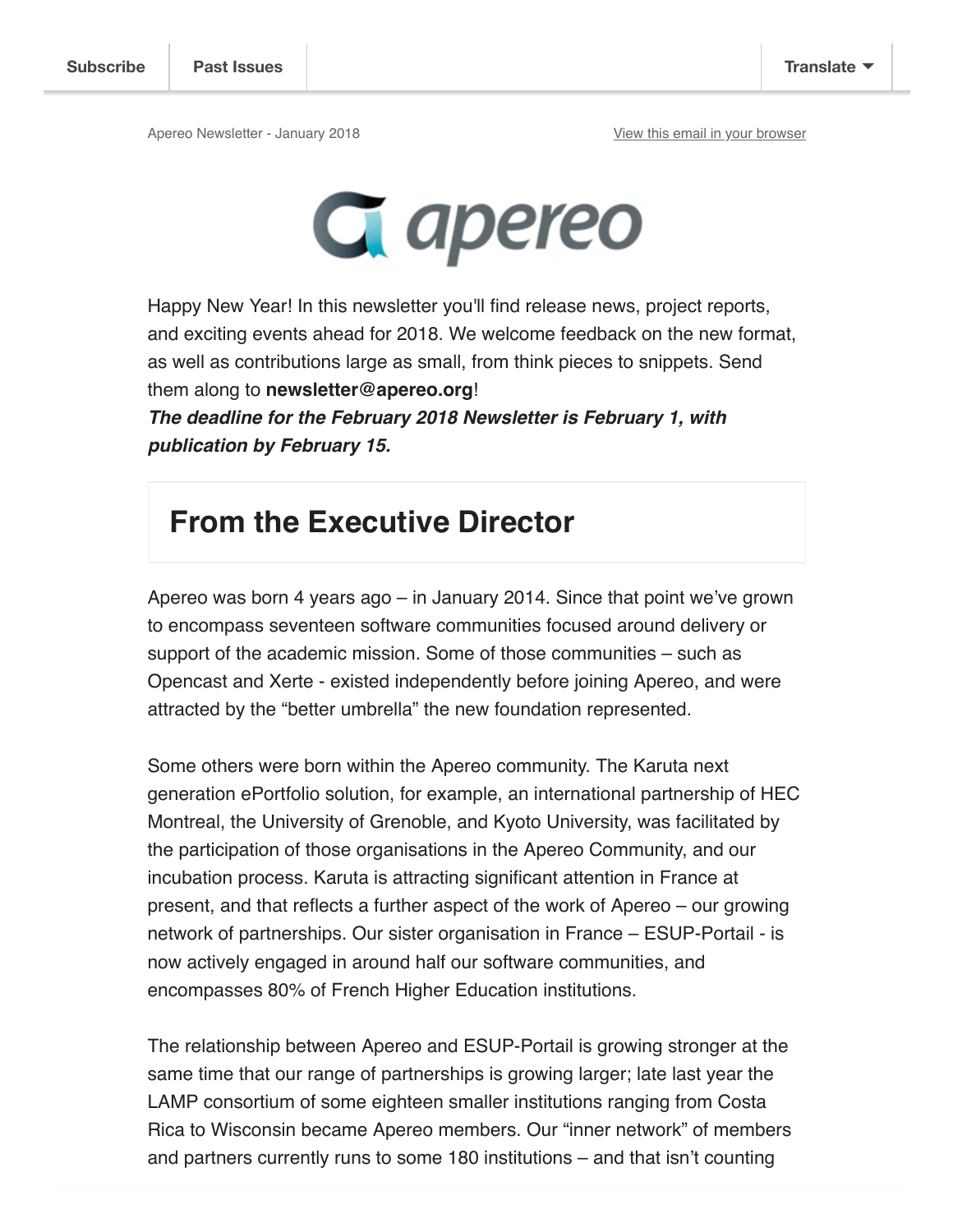Subscribe | Past Issues | Translate

Apereo Newsletter - January 2018 [View this email in your browser]

Happy New Year! In this newsletter you'll find release news, project reports, and exciting events ahead for 2018. We welcome feedback on the new format, as well as contributions large as small, from think pieces to snippets. Send them along to **newsletter@apereo.org**!

***The deadline for the February 2018 Newsletter is February 1, with publication by February 15.***

## From the Executive Director

Apereo was born 4 years ago – in January 2014. Since that point we've grown to encompass seventeen software communities focused around delivery or support of the academic mission. Some of those communities – such as Opencast and Xerte - existed independently before joining Apereo, and were attracted by the "better umbrella" the new foundation represented.

Some others were born within the Apereo community. The Karuta next generation ePortfolio solution, for example, an international partnership of HEC Montreal, the University of Grenoble, and Kyoto University, was facilitated by the participation of those organisations in the Apereo Community, and our incubation process. Karuta is attracting significant attention in France at present, and that reflects a further aspect of the work of Apereo – our growing network of partnerships. Our sister organisation in France – ESUP-Portail - is now actively engaged in around half our software communities, and encompasses 80% of French Higher Education institutions.

The relationship between Apereo and ESUP-Portail is growing stronger at the same time that our range of partnerships is growing larger; late last year the LAMP consortium of some eighteen smaller institutions ranging from Costa Rica to Wisconsin became Apereo members. Our "inner network" of members and partners currently runs to some 180 institutions – and that isn't counting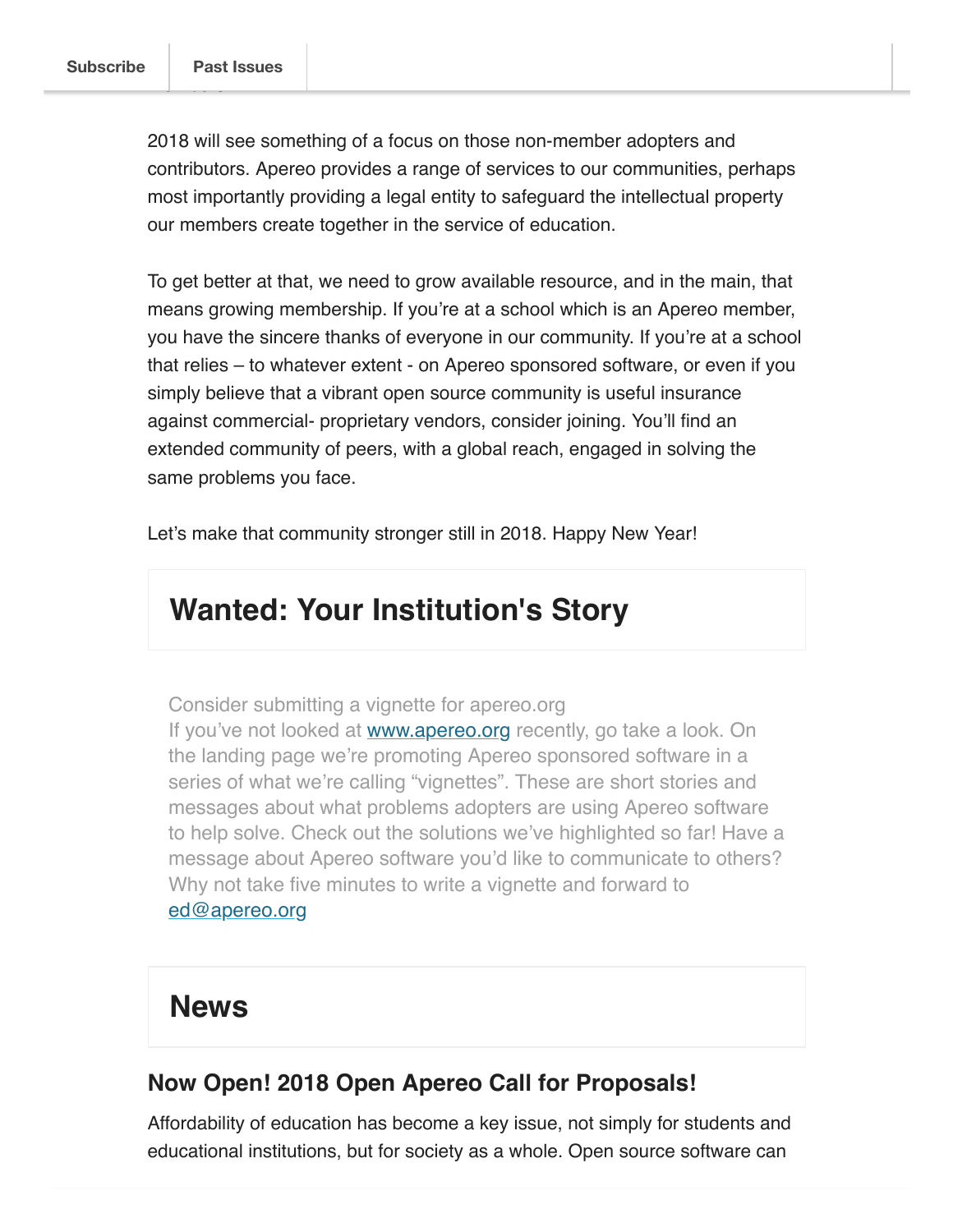2018 will see something of a focus on those non-member adopters and contributors. Apereo provides a range of services to our communities, perhaps most importantly providing a legal entity to safeguard the intellectual property our members create together in the service of education.

To get better at that, we need to grow available resource, and in the main, that means growing membership. If you're at a school which is an Apereo member, you have the sincere thanks of everyone in our community. If you're at a school that relies – to whatever extent - on Apereo sponsored software, or even if you simply believe that a vibrant open source community is useful insurance against commercial- proprietary vendors, consider joining. You'll find an extended community of peers, with a global reach, engaged in solving the same problems you face.

Let's make that community stronger still in 2018. Happy New Year!

## Wanted: Your Institution's Story

Consider submitting a vignette for apereo.org
If you've not looked at [www.apereo.org](www.apereo.org) recently, go take a look. On the landing page we're promoting Apereo sponsored software in a series of what we're calling "vignettes". These are short stories and messages about what problems adopters are using Apereo software to help solve. Check out the solutions we've highlighted so far! Have a message about Apereo software you'd like to communicate to others? Why not take five minutes to write a vignette and forward to [ed@apereo.org](mailto:ed@apereo.org)

## News

### Now Open! 2018 Open Apereo Call for Proposals!

Affordability of education has become a key issue, not simply for students and educational institutions, but for society as a whole. Open source software can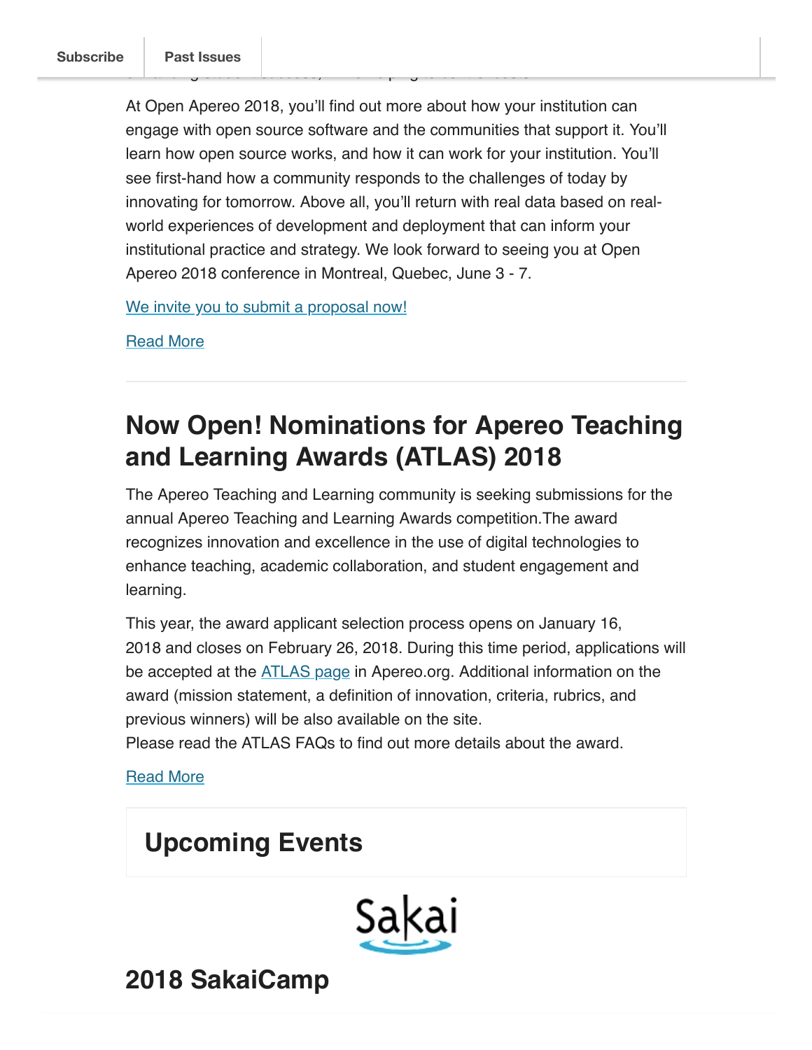At Open Apereo 2018, you'll find out more about how your institution can engage with open source software and the communities that support it. You'll learn how open source works, and how it can work for your institution. You'll see first-hand how a community responds to the challenges of today by innovating for tomorrow. Above all, you'll return with real data based on real-world experiences of development and deployment that can inform your institutional practice and strategy. We look forward to seeing you at Open Apereo 2018 conference in Montreal, Quebec, June 3 - 7.

We invite you to submit a proposal now!

Read More

## Now Open! Nominations for Apereo Teaching and Learning Awards (ATLAS) 2018

The Apereo Teaching and Learning community is seeking submissions for the annual Apereo Teaching and Learning Awards competition.The award recognizes innovation and excellence in the use of digital technologies to enhance teaching, academic collaboration, and student engagement and learning.

This year, the award applicant selection process opens on January 16, 2018 and closes on February 26, 2018. During this time period, applications will be accepted at the ATLAS page in Apereo.org. Additional information on the award (mission statement, a definition of innovation, criteria, rubrics, and previous winners) will be also available on the site.
Please read the ATLAS FAQs to find out more details about the award.

Read More

## Upcoming Events

## 2018 SakaiCamp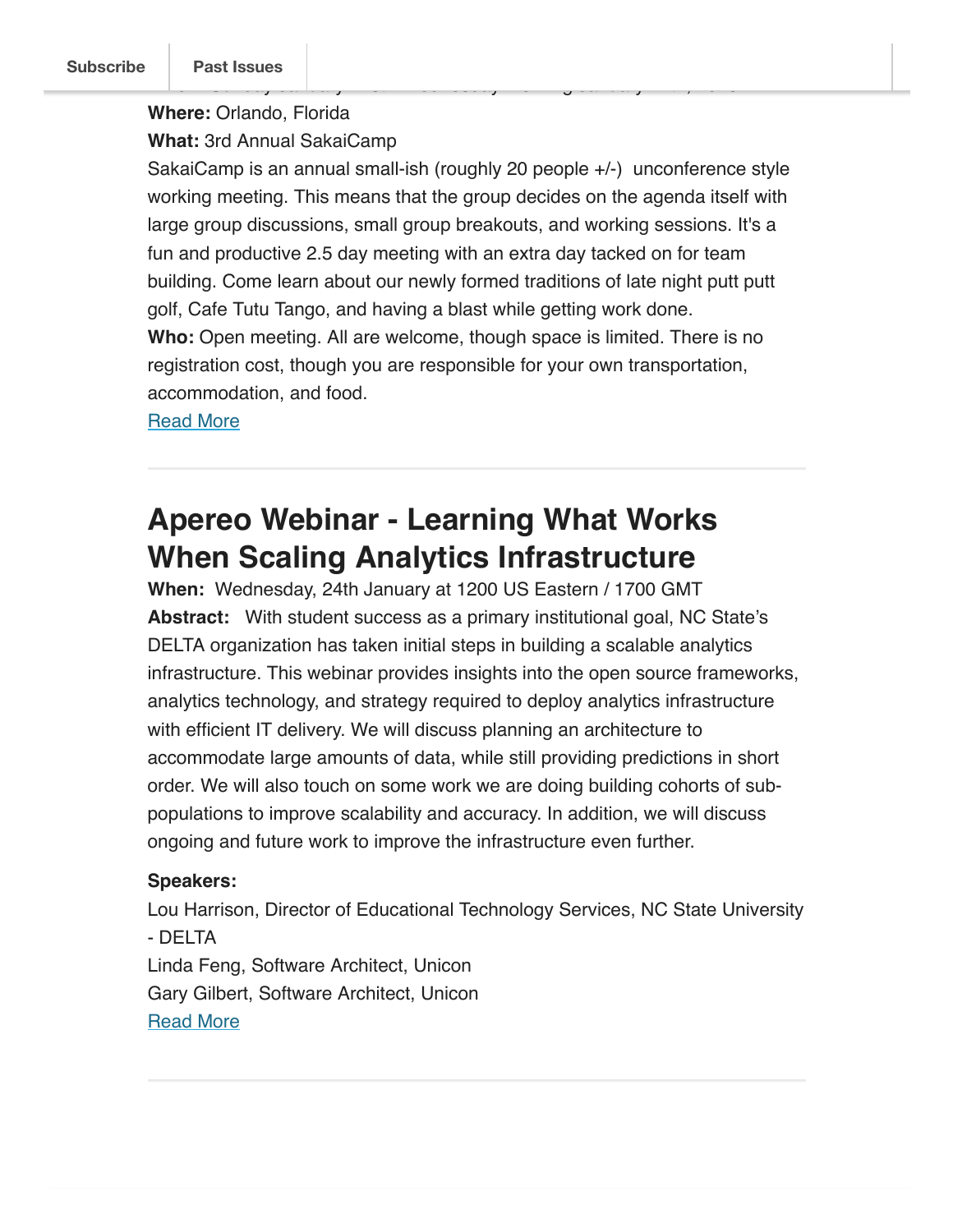**Where:** Orlando, Florida

**What:** 3rd Annual SakaiCamp

SakaiCamp is an annual small-ish (roughly 20 people +/-) unconference style working meeting. This means that the group decides on the agenda itself with large group discussions, small group breakouts, and working sessions. It's a fun and productive 2.5 day meeting with an extra day tacked on for team building. Come learn about our newly formed traditions of late night putt putt golf, Cafe Tutu Tango, and having a blast while getting work done.

**Who:** Open meeting. All are welcome, though space is limited. There is no registration cost, though you are responsible for your own transportation, accommodation, and food.

Read More

---

## Apereo Webinar - Learning What Works When Scaling Analytics Infrastructure

**When:** Wednesday, 24th January at 1200 US Eastern / 1700 GMT

**Abstract:** With student success as a primary institutional goal, NC State's DELTA organization has taken initial steps in building a scalable analytics infrastructure. This webinar provides insights into the open source frameworks, analytics technology, and strategy required to deploy analytics infrastructure with efficient IT delivery. We will discuss planning an architecture to accommodate large amounts of data, while still providing predictions in short order. We will also touch on some work we are doing building cohorts of sub-populations to improve scalability and accuracy. In addition, we will discuss ongoing and future work to improve the infrastructure even further.

**Speakers:**

Lou Harrison, Director of Educational Technology Services, NC State University - DELTA

Linda Feng, Software Architect, Unicon

Gary Gilbert, Software Architect, Unicon

Read More

---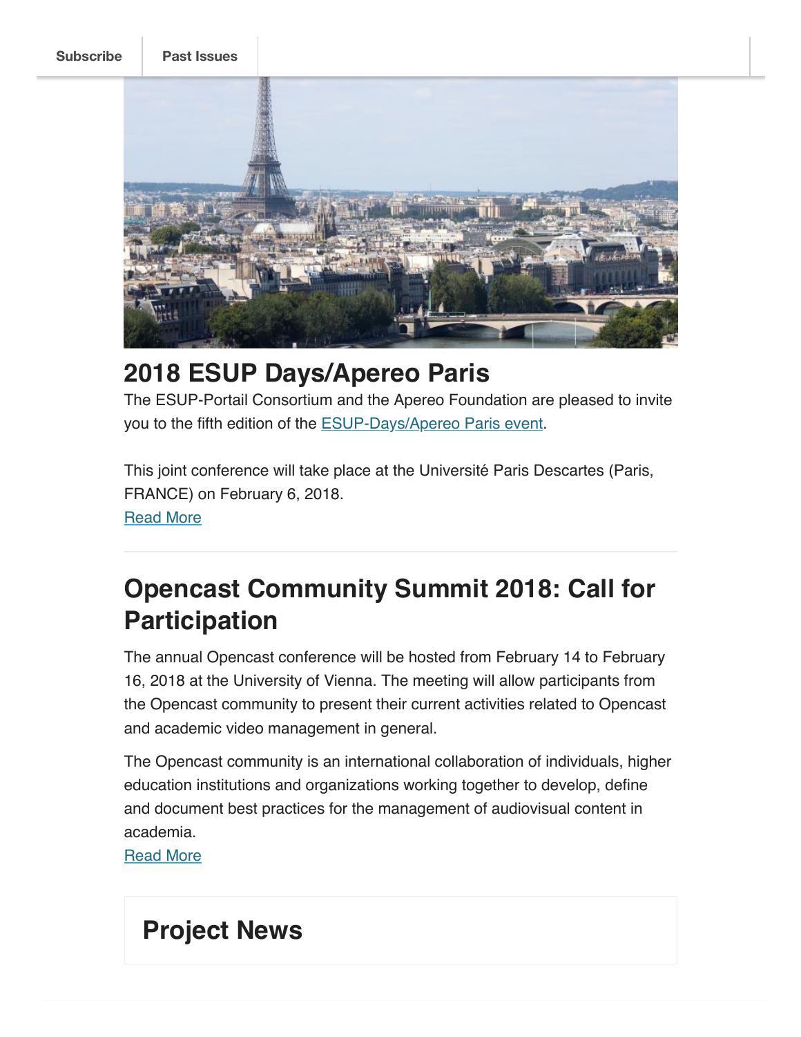Subscribe | Past Issues

## 2018 ESUP Days/Apereo Paris

The ESUP-Portail Consortium and the Apereo Foundation are pleased to invite you to the fifth edition of the ESUP-Days/Apereo Paris event.

This joint conference will take place at the Université Paris Descartes (Paris, FRANCE) on February 6, 2018.

Read More

---

## Opencast Community Summit 2018: Call for Participation

The annual Opencast conference will be hosted from February 14 to February 16, 2018 at the University of Vienna. The meeting will allow participants from the Opencast community to present their current activities related to Opencast and academic video management in general.

The Opencast community is an international collaboration of individuals, higher education institutions and organizations working together to develop, define and document best practices for the management of audiovisual content in academia.

Read More

## Project News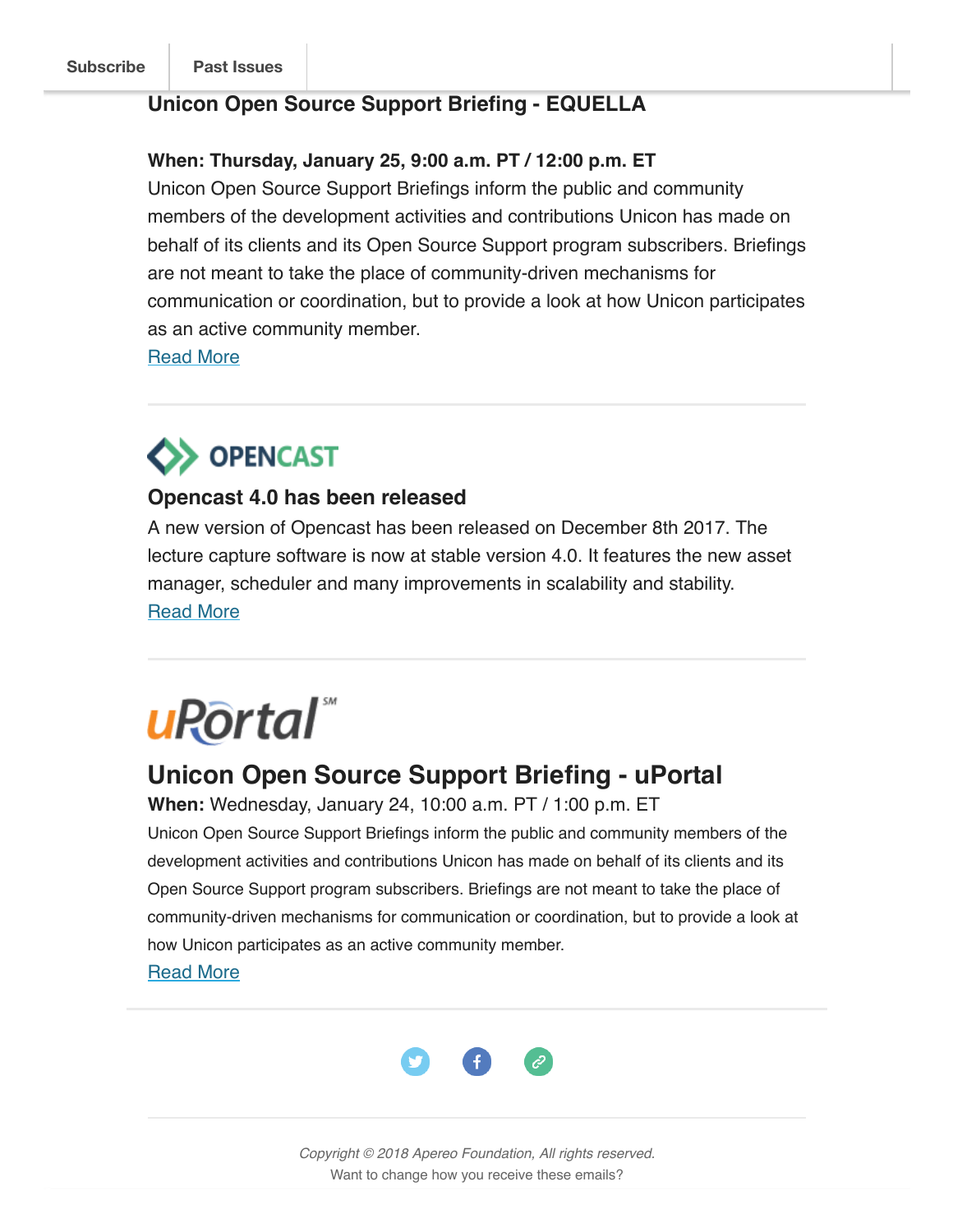Subscribe | Past Issues

## Unicon Open Source Support Briefing - EQUELLA

**When: Thursday, January 25, 9:00 a.m. PT / 12:00 p.m. ET**

Unicon Open Source Support Briefings inform the public and community members of the development activities and contributions Unicon has made on behalf of its clients and its Open Source Support program subscribers. Briefings are not meant to take the place of community-driven mechanisms for communication or coordination, but to provide a look at how Unicon participates as an active community member.

Read More

---

OPENCAST

## Opencast 4.0 has been released

A new version of Opencast has been released on December 8th 2017. The lecture capture software is now at stable version 4.0. It features the new asset manager, scheduler and many improvements in scalability and stability.

Read More

---

uPortal℠

## Unicon Open Source Support Briefing - uPortal

**When:** Wednesday, January 24, 10:00 a.m. PT / 1:00 p.m. ET

Unicon Open Source Support Briefings inform the public and community members of the development activities and contributions Unicon has made on behalf of its clients and its Open Source Support program subscribers. Briefings are not meant to take the place of community-driven mechanisms for communication or coordination, but to provide a look at how Unicon participates as an active community member.

Read More

---

*Copyright © 2018 Apereo Foundation, All rights reserved.*

Want to change how you receive these emails?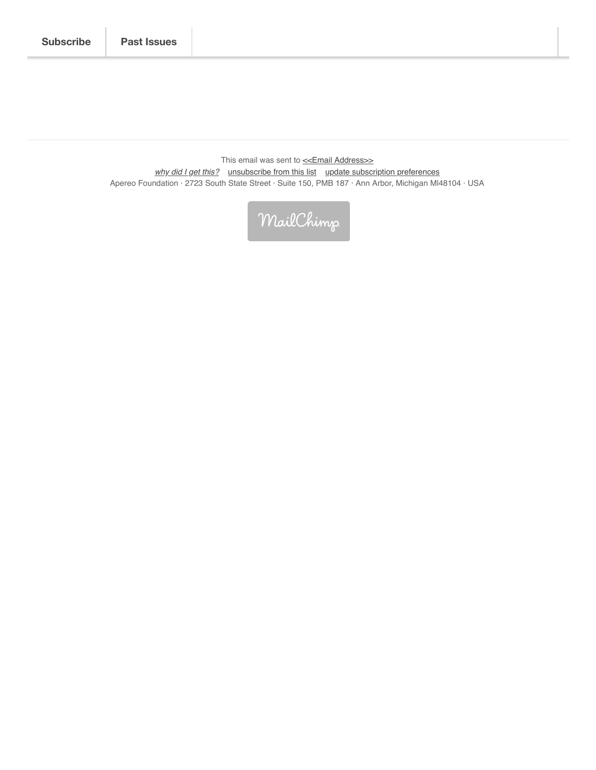Subscribe | Past Issues

This email was sent to <<Email Address>>

*why did I get this?* unsubscribe from this list update subscription preferences

Apereo Foundation · 2723 South State Street · Suite 150, PMB 187 · Ann Arbor, Michigan MI48104 · USA

MailChimp